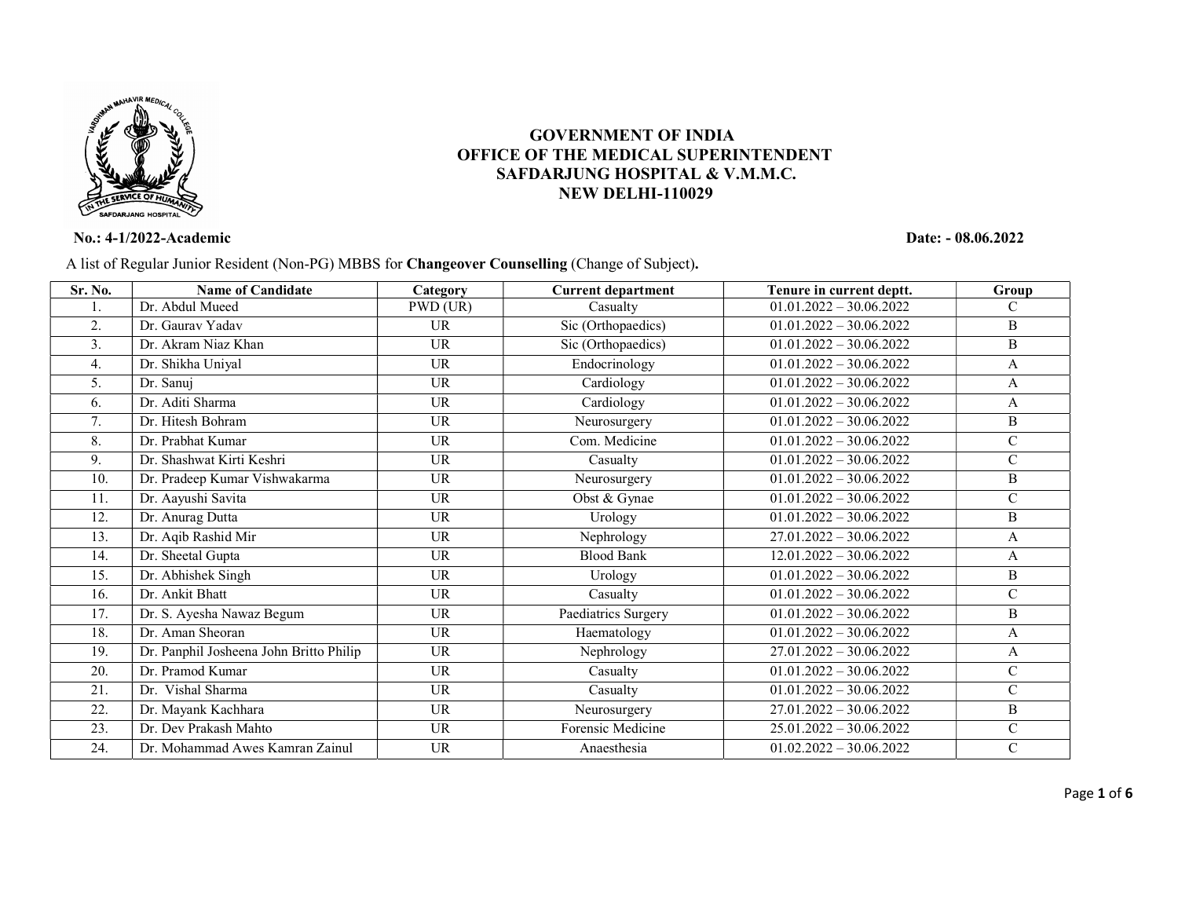**GOVERNMENT OF INDIA**
**OFFICE OF THE MEDICAL SUPERINTENDENT**
**SAFDARJUNG HOSPITAL & V.M.M.C.**
**NEW DELHI-110029**

**No.: 4-1/2022-Academic** **Date: - 08.06.2022**

A list of Regular Junior Resident (Non-PG) MBBS for **Changeover Counselling** (Change of Subject)**.**

| Sr. No. | Name of Candidate | Category | Current department | Tenure in current deptt. | Group |
|---|---|---|---|---|---|
| 1. | Dr. Abdul Mueed | PWD (UR) | Casualty | 01.01.2022 – 30.06.2022 | C |
| 2. | Dr. Gaurav Yadav | UR | Sic (Orthopaedics) | 01.01.2022 – 30.06.2022 | B |
| 3. | Dr. Akram Niaz Khan | UR | Sic (Orthopaedics) | 01.01.2022 – 30.06.2022 | B |
| 4. | Dr. Shikha Uniyal | UR | Endocrinology | 01.01.2022 – 30.06.2022 | A |
| 5. | Dr. Sanuj | UR | Cardiology | 01.01.2022 – 30.06.2022 | A |
| 6. | Dr. Aditi Sharma | UR | Cardiology | 01.01.2022 – 30.06.2022 | A |
| 7. | Dr. Hitesh Bohram | UR | Neurosurgery | 01.01.2022 – 30.06.2022 | B |
| 8. | Dr. Prabhat Kumar | UR | Com. Medicine | 01.01.2022 – 30.06.2022 | C |
| 9. | Dr. Shashwat Kirti Keshri | UR | Casualty | 01.01.2022 – 30.06.2022 | C |
| 10. | Dr. Pradeep Kumar Vishwakarma | UR | Neurosurgery | 01.01.2022 – 30.06.2022 | B |
| 11. | Dr. Aayushi Savita | UR | Obst & Gynae | 01.01.2022 – 30.06.2022 | C |
| 12. | Dr. Anurag Dutta | UR | Urology | 01.01.2022 – 30.06.2022 | B |
| 13. | Dr. Aqib Rashid Mir | UR | Nephrology | 27.01.2022 – 30.06.2022 | A |
| 14. | Dr. Sheetal Gupta | UR | Blood Bank | 12.01.2022 – 30.06.2022 | A |
| 15. | Dr. Abhishek Singh | UR | Urology | 01.01.2022 – 30.06.2022 | B |
| 16. | Dr. Ankit Bhatt | UR | Casualty | 01.01.2022 – 30.06.2022 | C |
| 17. | Dr. S. Ayesha Nawaz Begum | UR | Paediatrics Surgery | 01.01.2022 – 30.06.2022 | B |
| 18. | Dr. Aman Sheoran | UR | Haematology | 01.01.2022 – 30.06.2022 | A |
| 19. | Dr. Panphil Josheena John Britto Philip | UR | Nephrology | 27.01.2022 – 30.06.2022 | A |
| 20. | Dr. Pramod Kumar | UR | Casualty | 01.01.2022 – 30.06.2022 | C |
| 21. | Dr. Vishal Sharma | UR | Casualty | 01.01.2022 – 30.06.2022 | C |
| 22. | Dr. Mayank Kachhara | UR | Neurosurgery | 27.01.2022 – 30.06.2022 | B |
| 23. | Dr. Dev Prakash Mahto | UR | Forensic Medicine | 25.01.2022 – 30.06.2022 | C |
| 24. | Dr. Mohammad Awes Kamran Zainul | UR | Anaesthesia | 01.02.2022 – 30.06.2022 | C |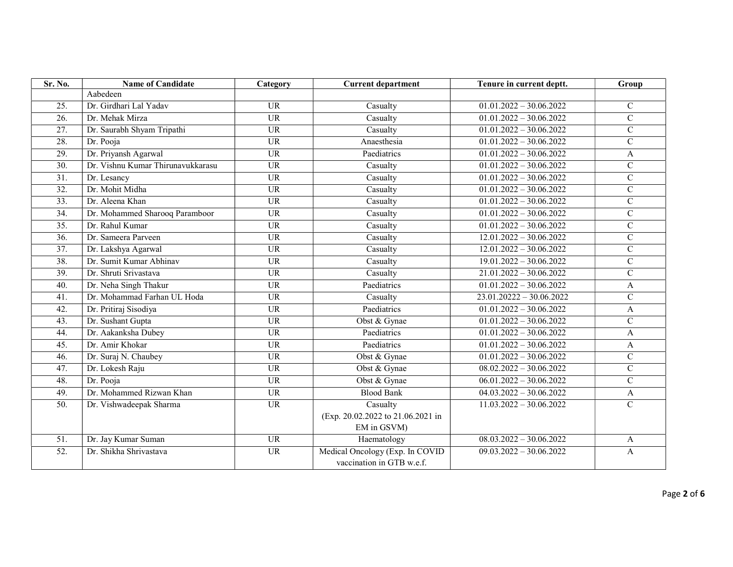| Sr. No. | Name of Candidate | Category | Current department | Tenure in current deptt. | Group |
|---|---|---|---|---|---|
| | Aabedeen | | | | |
| 25. | Dr. Girdhari Lal Yadav | UR | Casualty | 01.01.2022 – 30.06.2022 | C |
| 26. | Dr. Mehak Mirza | UR | Casualty | 01.01.2022 – 30.06.2022 | C |
| 27. | Dr. Saurabh Shyam Tripathi | UR | Casualty | 01.01.2022 – 30.06.2022 | C |
| 28. | Dr. Pooja | UR | Anaesthesia | 01.01.2022 – 30.06.2022 | C |
| 29. | Dr. Priyansh Agarwal | UR | Paediatrics | 01.01.2022 – 30.06.2022 | A |
| 30. | Dr. Vishnu Kumar Thirunavukkarasu | UR | Casualty | 01.01.2022 – 30.06.2022 | C |
| 31. | Dr. Lesancy | UR | Casualty | 01.01.2022 – 30.06.2022 | C |
| 32. | Dr. Mohit Midha | UR | Casualty | 01.01.2022 – 30.06.2022 | C |
| 33. | Dr. Aleena Khan | UR | Casualty | 01.01.2022 – 30.06.2022 | C |
| 34. | Dr. Mohammed Sharooq Paramboor | UR | Casualty | 01.01.2022 – 30.06.2022 | C |
| 35. | Dr. Rahul Kumar | UR | Casualty | 01.01.2022 – 30.06.2022 | C |
| 36. | Dr. Sameera Parveen | UR | Casualty | 12.01.2022 – 30.06.2022 | C |
| 37. | Dr. Lakshya Agarwal | UR | Casualty | 12.01.2022 – 30.06.2022 | C |
| 38. | Dr. Sumit Kumar Abhinav | UR | Casualty | 19.01.2022 – 30.06.2022 | C |
| 39. | Dr. Shruti Srivastava | UR | Casualty | 21.01.2022 – 30.06.2022 | C |
| 40. | Dr. Neha Singh Thakur | UR | Paediatrics | 01.01.2022 – 30.06.2022 | A |
| 41. | Dr. Mohammad Farhan UL Hoda | UR | Casualty | 23.01.20222 – 30.06.2022 | C |
| 42. | Dr. Pritiraj Sisodiya | UR | Paediatrics | 01.01.2022 – 30.06.2022 | A |
| 43. | Dr. Sushant Gupta | UR | Obst & Gynae | 01.01.2022 – 30.06.2022 | C |
| 44. | Dr. Aakanksha Dubey | UR | Paediatrics | 01.01.2022 – 30.06.2022 | A |
| 45. | Dr. Amir Khokar | UR | Paediatrics | 01.01.2022 – 30.06.2022 | A |
| 46. | Dr. Suraj N. Chaubey | UR | Obst & Gynae | 01.01.2022 – 30.06.2022 | C |
| 47. | Dr. Lokesh Raju | UR | Obst & Gynae | 08.02.2022 – 30.06.2022 | C |
| 48. | Dr. Pooja | UR | Obst & Gynae | 06.01.2022 – 30.06.2022 | C |
| 49. | Dr. Mohammed Rizwan Khan | UR | Blood Bank | 04.03.2022 – 30.06.2022 | A |
| 50. | Dr. Vishwadeepak Sharma | UR | Casualty (Exp. 20.02.2022 to 21.06.2021 in EM in GSVM) | 11.03.2022 – 30.06.2022 | C |
| 51. | Dr. Jay Kumar Suman | UR | Haematology | 08.03.2022 – 30.06.2022 | A |
| 52. | Dr. Shikha Shrivastava | UR | Medical Oncology (Exp. In COVID vaccination in GTB w.e.f. | 09.03.2022 – 30.06.2022 | A |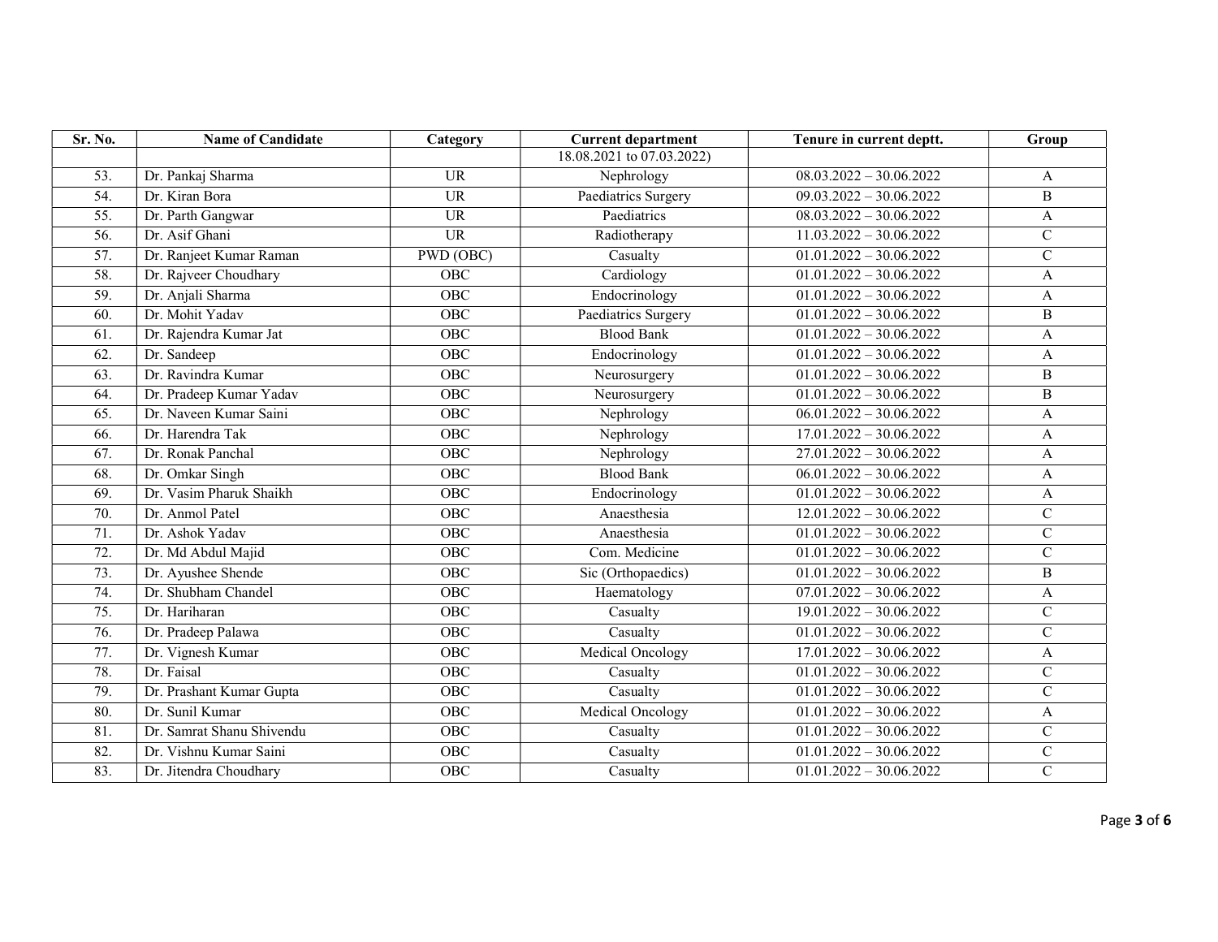| Sr. No. | Name of Candidate | Category | Current department | Tenure in current deptt. | Group |
|---|---|---|---|---|---|
| | | | 18.08.2021 to 07.03.2022) | | |
| 53. | Dr. Pankaj Sharma | UR | Nephrology | 08.03.2022 – 30.06.2022 | A |
| 54. | Dr. Kiran Bora | UR | Paediatrics Surgery | 09.03.2022 – 30.06.2022 | B |
| 55. | Dr. Parth Gangwar | UR | Paediatrics | 08.03.2022 – 30.06.2022 | A |
| 56. | Dr. Asif Ghani | UR | Radiotherapy | 11.03.2022 – 30.06.2022 | C |
| 57. | Dr. Ranjeet Kumar Raman | PWD (OBC) | Casualty | 01.01.2022 – 30.06.2022 | C |
| 58. | Dr. Rajveer Choudhary | OBC | Cardiology | 01.01.2022 – 30.06.2022 | A |
| 59. | Dr. Anjali Sharma | OBC | Endocrinology | 01.01.2022 – 30.06.2022 | A |
| 60. | Dr. Mohit Yadav | OBC | Paediatrics Surgery | 01.01.2022 – 30.06.2022 | B |
| 61. | Dr. Rajendra Kumar Jat | OBC | Blood Bank | 01.01.2022 – 30.06.2022 | A |
| 62. | Dr. Sandeep | OBC | Endocrinology | 01.01.2022 – 30.06.2022 | A |
| 63. | Dr. Ravindra Kumar | OBC | Neurosurgery | 01.01.2022 – 30.06.2022 | B |
| 64. | Dr. Pradeep Kumar Yadav | OBC | Neurosurgery | 01.01.2022 – 30.06.2022 | B |
| 65. | Dr. Naveen Kumar Saini | OBC | Nephrology | 06.01.2022 – 30.06.2022 | A |
| 66. | Dr. Harendra Tak | OBC | Nephrology | 17.01.2022 – 30.06.2022 | A |
| 67. | Dr. Ronak Panchal | OBC | Nephrology | 27.01.2022 – 30.06.2022 | A |
| 68. | Dr. Omkar Singh | OBC | Blood Bank | 06.01.2022 – 30.06.2022 | A |
| 69. | Dr. Vasim Pharuk Shaikh | OBC | Endocrinology | 01.01.2022 – 30.06.2022 | A |
| 70. | Dr. Anmol Patel | OBC | Anaesthesia | 12.01.2022 – 30.06.2022 | C |
| 71. | Dr. Ashok Yadav | OBC | Anaesthesia | 01.01.2022 – 30.06.2022 | C |
| 72. | Dr. Md Abdul Majid | OBC | Com. Medicine | 01.01.2022 – 30.06.2022 | C |
| 73. | Dr. Ayushee Shende | OBC | Sic (Orthopaedics) | 01.01.2022 – 30.06.2022 | B |
| 74. | Dr. Shubham Chandel | OBC | Haematology | 07.01.2022 – 30.06.2022 | A |
| 75. | Dr. Hariharan | OBC | Casualty | 19.01.2022 – 30.06.2022 | C |
| 76. | Dr. Pradeep Palawa | OBC | Casualty | 01.01.2022 – 30.06.2022 | C |
| 77. | Dr. Vignesh Kumar | OBC | Medical Oncology | 17.01.2022 – 30.06.2022 | A |
| 78. | Dr. Faisal | OBC | Casualty | 01.01.2022 – 30.06.2022 | C |
| 79. | Dr. Prashant Kumar Gupta | OBC | Casualty | 01.01.2022 – 30.06.2022 | C |
| 80. | Dr. Sunil Kumar | OBC | Medical Oncology | 01.01.2022 – 30.06.2022 | A |
| 81. | Dr. Samrat Shanu Shivendu | OBC | Casualty | 01.01.2022 – 30.06.2022 | C |
| 82. | Dr. Vishnu Kumar Saini | OBC | Casualty | 01.01.2022 – 30.06.2022 | C |
| 83. | Dr. Jitendra Choudhary | OBC | Casualty | 01.01.2022 – 30.06.2022 | C |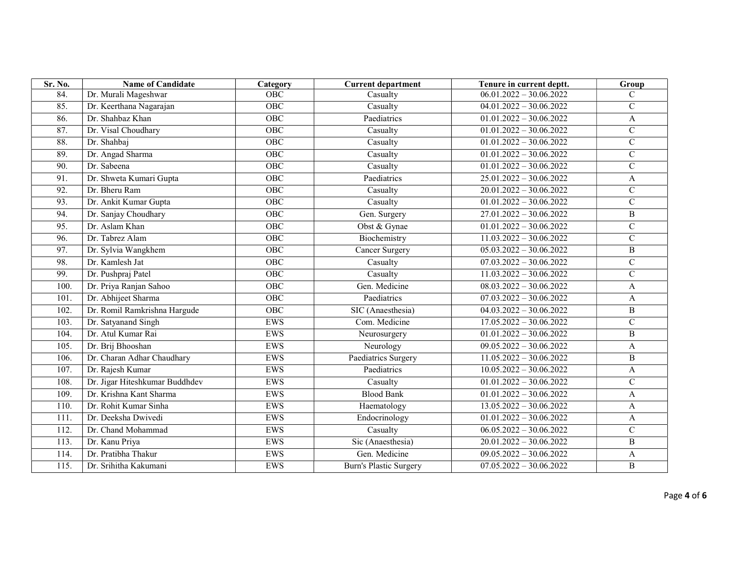| Sr. No. | Name of Candidate | Category | Current department | Tenure in current deptt. | Group |
|---|---|---|---|---|---|
| 84. | Dr. Murali Mageshwar | OBC | Casualty | 06.01.2022 – 30.06.2022 | C |
| 85. | Dr. Keerthana Nagarajan | OBC | Casualty | 04.01.2022 – 30.06.2022 | C |
| 86. | Dr. Shahbaz Khan | OBC | Paediatrics | 01.01.2022 – 30.06.2022 | A |
| 87. | Dr. Visal Choudhary | OBC | Casualty | 01.01.2022 – 30.06.2022 | C |
| 88. | Dr. Shahbaj | OBC | Casualty | 01.01.2022 – 30.06.2022 | C |
| 89. | Dr. Angad Sharma | OBC | Casualty | 01.01.2022 – 30.06.2022 | C |
| 90. | Dr. Sabeena | OBC | Casualty | 01.01.2022 – 30.06.2022 | C |
| 91. | Dr. Shweta Kumari Gupta | OBC | Paediatrics | 25.01.2022 – 30.06.2022 | A |
| 92. | Dr. Bheru Ram | OBC | Casualty | 20.01.2022 – 30.06.2022 | C |
| 93. | Dr. Ankit Kumar Gupta | OBC | Casualty | 01.01.2022 – 30.06.2022 | C |
| 94. | Dr. Sanjay Choudhary | OBC | Gen. Surgery | 27.01.2022 – 30.06.2022 | B |
| 95. | Dr. Aslam Khan | OBC | Obst & Gynae | 01.01.2022 – 30.06.2022 | C |
| 96. | Dr. Tabrez Alam | OBC | Biochemistry | 11.03.2022 – 30.06.2022 | C |
| 97. | Dr. Sylvia Wangkhem | OBC | Cancer Surgery | 05.03.2022 – 30.06.2022 | B |
| 98. | Dr. Kamlesh Jat | OBC | Casualty | 07.03.2022 – 30.06.2022 | C |
| 99. | Dr. Pushpraj Patel | OBC | Casualty | 11.03.2022 – 30.06.2022 | C |
| 100. | Dr. Priya Ranjan Sahoo | OBC | Gen. Medicine | 08.03.2022 – 30.06.2022 | A |
| 101. | Dr. Abhijeet Sharma | OBC | Paediatrics | 07.03.2022 – 30.06.2022 | A |
| 102. | Dr. Romil Ramkrishna Hargude | OBC | SIC (Anaesthesia) | 04.03.2022 – 30.06.2022 | B |
| 103. | Dr. Satyanand Singh | EWS | Com. Medicine | 17.05.2022 – 30.06.2022 | C |
| 104. | Dr. Atul Kumar Rai | EWS | Neurosurgery | 01.01.2022 – 30.06.2022 | B |
| 105. | Dr. Brij Bhooshan | EWS | Neurology | 09.05.2022 – 30.06.2022 | A |
| 106. | Dr. Charan Adhar Chaudhary | EWS | Paediatrics Surgery | 11.05.2022 – 30.06.2022 | B |
| 107. | Dr. Rajesh Kumar | EWS | Paediatrics | 10.05.2022 – 30.06.2022 | A |
| 108. | Dr. Jigar Hiteshkumar Buddhdev | EWS | Casualty | 01.01.2022 – 30.06.2022 | C |
| 109. | Dr. Krishna Kant Sharma | EWS | Blood Bank | 01.01.2022 – 30.06.2022 | A |
| 110. | Dr. Rohit Kumar Sinha | EWS | Haematology | 13.05.2022 – 30.06.2022 | A |
| 111. | Dr. Deeksha Dwivedi | EWS | Endocrinology | 01.01.2022 – 30.06.2022 | A |
| 112. | Dr. Chand Mohammad | EWS | Casualty | 06.05.2022 – 30.06.2022 | C |
| 113. | Dr. Kanu Priya | EWS | Sic (Anaesthesia) | 20.01.2022 – 30.06.2022 | B |
| 114. | Dr. Pratibha Thakur | EWS | Gen. Medicine | 09.05.2022 – 30.06.2022 | A |
| 115. | Dr. Srihitha Kakumani | EWS | Burn's Plastic Surgery | 07.05.2022 – 30.06.2022 | B |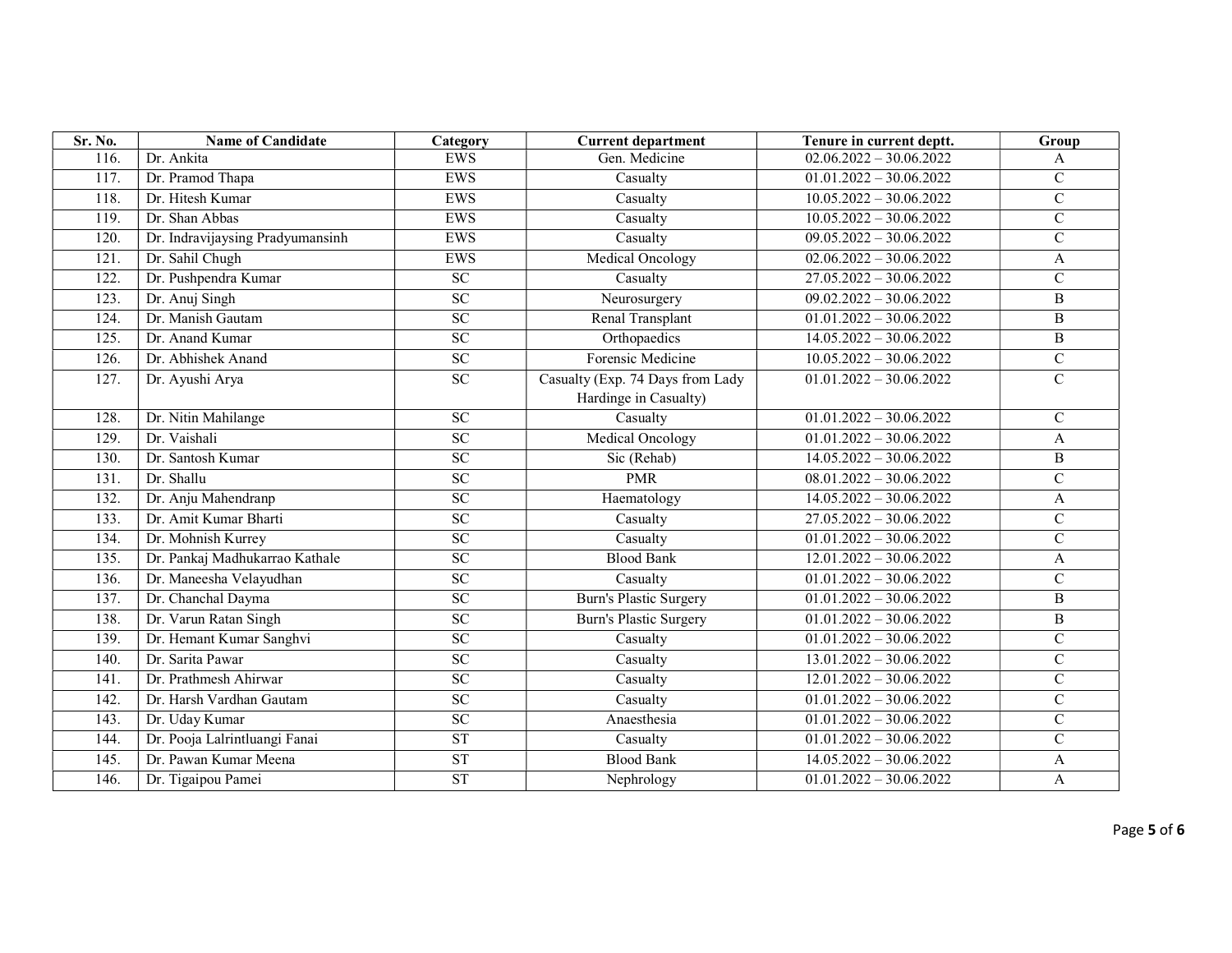| Sr. No. | Name of Candidate | Category | Current department | Tenure in current deptt. | Group |
|---|---|---|---|---|---|
| 116. | Dr. Ankita | EWS | Gen. Medicine | 02.06.2022 – 30.06.2022 | A |
| 117. | Dr. Pramod Thapa | EWS | Casualty | 01.01.2022 – 30.06.2022 | C |
| 118. | Dr. Hitesh Kumar | EWS | Casualty | 10.05.2022 – 30.06.2022 | C |
| 119. | Dr. Shan Abbas | EWS | Casualty | 10.05.2022 – 30.06.2022 | C |
| 120. | Dr. Indravijaysing Pradyumansinh | EWS | Casualty | 09.05.2022 – 30.06.2022 | C |
| 121. | Dr. Sahil Chugh | EWS | Medical Oncology | 02.06.2022 – 30.06.2022 | A |
| 122. | Dr. Pushpendra Kumar | SC | Casualty | 27.05.2022 – 30.06.2022 | C |
| 123. | Dr. Anuj Singh | SC | Neurosurgery | 09.02.2022 – 30.06.2022 | B |
| 124. | Dr. Manish Gautam | SC | Renal Transplant | 01.01.2022 – 30.06.2022 | B |
| 125. | Dr. Anand Kumar | SC | Orthopaedics | 14.05.2022 – 30.06.2022 | B |
| 126. | Dr. Abhishek Anand | SC | Forensic Medicine | 10.05.2022 – 30.06.2022 | C |
| 127. | Dr. Ayushi Arya | SC | Casualty (Exp. 74 Days from Lady Hardinge in Casualty) | 01.01.2022 – 30.06.2022 | C |
| 128. | Dr. Nitin Mahilange | SC | Casualty | 01.01.2022 – 30.06.2022 | C |
| 129. | Dr. Vaishali | SC | Medical Oncology | 01.01.2022 – 30.06.2022 | A |
| 130. | Dr. Santosh Kumar | SC | Sic (Rehab) | 14.05.2022 – 30.06.2022 | B |
| 131. | Dr. Shallu | SC | PMR | 08.01.2022 – 30.06.2022 | C |
| 132. | Dr. Anju Mahendranp | SC | Haematology | 14.05.2022 – 30.06.2022 | A |
| 133. | Dr. Amit Kumar Bharti | SC | Casualty | 27.05.2022 – 30.06.2022 | C |
| 134. | Dr. Mohnish Kurrey | SC | Casualty | 01.01.2022 – 30.06.2022 | C |
| 135. | Dr. Pankaj Madhukarrao Kathale | SC | Blood Bank | 12.01.2022 – 30.06.2022 | A |
| 136. | Dr. Maneesha Velayudhan | SC | Casualty | 01.01.2022 – 30.06.2022 | C |
| 137. | Dr. Chanchal Dayma | SC | Burn's Plastic Surgery | 01.01.2022 – 30.06.2022 | B |
| 138. | Dr. Varun Ratan Singh | SC | Burn's Plastic Surgery | 01.01.2022 – 30.06.2022 | B |
| 139. | Dr. Hemant Kumar Sanghvi | SC | Casualty | 01.01.2022 – 30.06.2022 | C |
| 140. | Dr. Sarita Pawar | SC | Casualty | 13.01.2022 – 30.06.2022 | C |
| 141. | Dr. Prathmesh Ahirwar | SC | Casualty | 12.01.2022 – 30.06.2022 | C |
| 142. | Dr. Harsh Vardhan Gautam | SC | Casualty | 01.01.2022 – 30.06.2022 | C |
| 143. | Dr. Uday Kumar | SC | Anaesthesia | 01.01.2022 – 30.06.2022 | C |
| 144. | Dr. Pooja Lalrintluangi Fanai | ST | Casualty | 01.01.2022 – 30.06.2022 | C |
| 145. | Dr. Pawan Kumar Meena | ST | Blood Bank | 14.05.2022 – 30.06.2022 | A |
| 146. | Dr. Tigaipou Pamei | ST | Nephrology | 01.01.2022 – 30.06.2022 | A |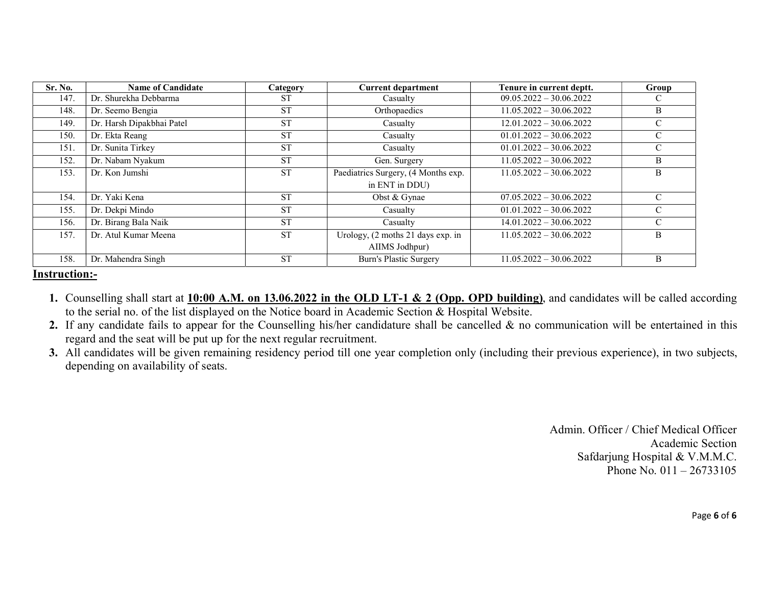| Sr. No. | Name of Candidate | Category | Current department | Tenure in current deptt. | Group |
|---|---|---|---|---|---|
| 147. | Dr. Shurekha Debbarma | ST | Casualty | 09.05.2022 – 30.06.2022 | C |
| 148. | Dr. Seemo Bengia | ST | Orthopaedics | 11.05.2022 – 30.06.2022 | B |
| 149. | Dr. Harsh Dipakbhai Patel | ST | Casualty | 12.01.2022 – 30.06.2022 | C |
| 150. | Dr. Ekta Reang | ST | Casualty | 01.01.2022 – 30.06.2022 | C |
| 151. | Dr. Sunita Tirkey | ST | Casualty | 01.01.2022 – 30.06.2022 | C |
| 152. | Dr. Nabam Nyakum | ST | Gen. Surgery | 11.05.2022 – 30.06.2022 | B |
| 153. | Dr. Kon Jumshi | ST | Paediatrics Surgery, (4 Months exp. in ENT in DDU) | 11.05.2022 – 30.06.2022 | B |
| 154. | Dr. Yaki Kena | ST | Obst & Gynae | 07.05.2022 – 30.06.2022 | C |
| 155. | Dr. Dekpi Mindo | ST | Casualty | 01.01.2022 – 30.06.2022 | C |
| 156. | Dr. Birang Bala Naik | ST | Casualty | 14.01.2022 – 30.06.2022 | C |
| 157. | Dr. Atul Kumar Meena | ST | Urology, (2 moths 21 days exp. in AIIMS Jodhpur) | 11.05.2022 – 30.06.2022 | B |
| 158. | Dr. Mahendra Singh | ST | Burn's Plastic Surgery | 11.05.2022 – 30.06.2022 | B |

**Instruction:-**

1. Counselling shall start at **10:00 A.M. on 13.06.2022 in the OLD LT-1 & 2 (Opp. OPD building)**, and candidates will be called according to the serial no. of the list displayed on the Notice board in Academic Section & Hospital Website.
2. If any candidate fails to appear for the Counselling his/her candidature shall be cancelled & no communication will be entertained in this regard and the seat will be put up for the next regular recruitment.
3. All candidates will be given remaining residency period till one year completion only (including their previous experience), in two subjects, depending on availability of seats.

Admin. Officer / Chief Medical Officer
Academic Section
Safdarjung Hospital & V.M.M.C.
Phone No. 011 – 26733105